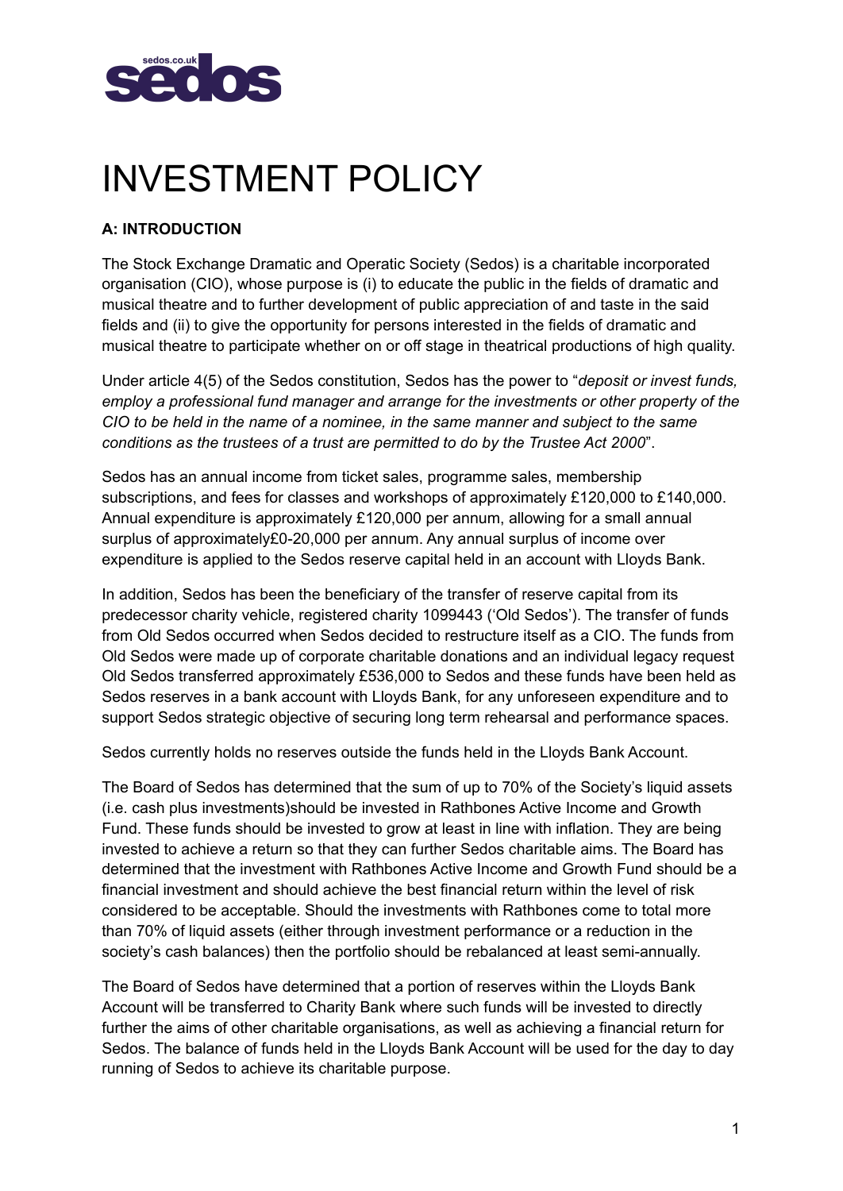# INVESTMENT POLICY

**A: INTRODUCTION**

The Stock Exchange Dramatic and Operatic Society (Sedos) is a charitable incorporated organisation (CIO), whose purpose is (i) to educate the public in the fields of dramatic and musical theatre and to further development of public appreciation of and taste in the said fields and (ii) to give the opportunity for persons interested in the fields of dramatic and musical theatre to participate whether on or off stage in theatrical productions of high quality.

Under article 4(5) of the Sedos constitution, Sedos has the power to "*deposit or invest funds, employ a professional fund manager and arrange for the investments or other property of the CIO to be held in the name of a nominee, in the same manner and subject to the same conditions as the trustees of a trust are permitted to do by the Trustee Act 2000*".

Sedos has an annual income from ticket sales, programme sales, membership subscriptions, and fees for classes and workshops of approximately £120,000 to £140,000. Annual expenditure is approximately £120,000 per annum, allowing for a small annual surplus of approximately£0-20,000 per annum. Any annual surplus of income over expenditure is applied to the Sedos reserve capital held in an account with Lloyds Bank.

In addition, Sedos has been the beneficiary of the transfer of reserve capital from its predecessor charity vehicle, registered charity 1099443 ('Old Sedos'). The transfer of funds from Old Sedos occurred when Sedos decided to restructure itself as a CIO. The funds from Old Sedos were made up of corporate charitable donations and an individual legacy request Old Sedos transferred approximately £536,000 to Sedos and these funds have been held as Sedos reserves in a bank account with Lloyds Bank, for any unforeseen expenditure and to support Sedos strategic objective of securing long term rehearsal and performance spaces.

Sedos currently holds no reserves outside the funds held in the Lloyds Bank Account.

The Board of Sedos has determined that the sum of up to 70% of the Society's liquid assets (i.e. cash plus investments)should be invested in Rathbones Active Income and Growth Fund. These funds should be invested to grow at least in line with inflation. They are being invested to achieve a return so that they can further Sedos charitable aims. The Board has determined that the investment with Rathbones Active Income and Growth Fund should be a financial investment and should achieve the best financial return within the level of risk considered to be acceptable. Should the investments with Rathbones come to total more than 70% of liquid assets (either through investment performance or a reduction in the society's cash balances) then the portfolio should be rebalanced at least semi-annually.

The Board of Sedos have determined that a portion of reserves within the Lloyds Bank Account will be transferred to Charity Bank where such funds will be invested to directly further the aims of other charitable organisations, as well as achieving a financial return for Sedos. The balance of funds held in the Lloyds Bank Account will be used for the day to day running of Sedos to achieve its charitable purpose.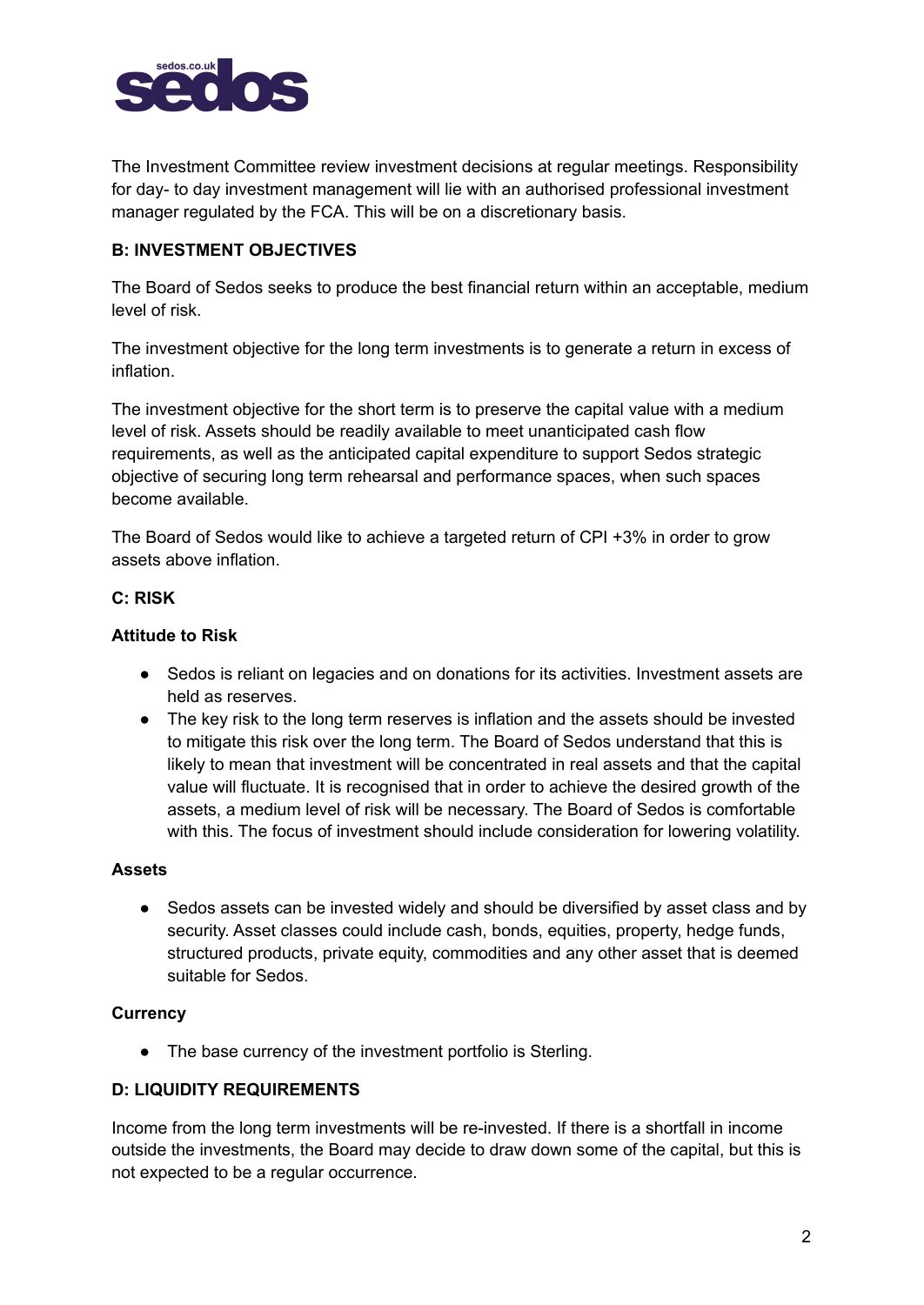The Investment Committee review investment decisions at regular meetings. Responsibility for day- to day investment management will lie with an authorised professional investment manager regulated by the FCA. This will be on a discretionary basis.

**B: INVESTMENT OBJECTIVES**

The Board of Sedos seeks to produce the best financial return within an acceptable, medium level of risk.

The investment objective for the long term investments is to generate a return in excess of inflation.

The investment objective for the short term is to preserve the capital value with a medium level of risk. Assets should be readily available to meet unanticipated cash flow requirements, as well as the anticipated capital expenditure to support Sedos strategic objective of securing long term rehearsal and performance spaces, when such spaces become available.

The Board of Sedos would like to achieve a targeted return of CPI +3% in order to grow assets above inflation.

**C: RISK**

**Attitude to Risk**

- Sedos is reliant on legacies and on donations for its activities. Investment assets are held as reserves.
- The key risk to the long term reserves is inflation and the assets should be invested to mitigate this risk over the long term. The Board of Sedos understand that this is likely to mean that investment will be concentrated in real assets and that the capital value will fluctuate. It is recognised that in order to achieve the desired growth of the assets, a medium level of risk will be necessary. The Board of Sedos is comfortable with this. The focus of investment should include consideration for lowering volatility.

**Assets**

- Sedos assets can be invested widely and should be diversified by asset class and by security. Asset classes could include cash, bonds, equities, property, hedge funds, structured products, private equity, commodities and any other asset that is deemed suitable for Sedos.

**Currency**

- The base currency of the investment portfolio is Sterling.

**D: LIQUIDITY REQUIREMENTS**

Income from the long term investments will be re-invested. If there is a shortfall in income outside the investments, the Board may decide to draw down some of the capital, but this is not expected to be a regular occurrence.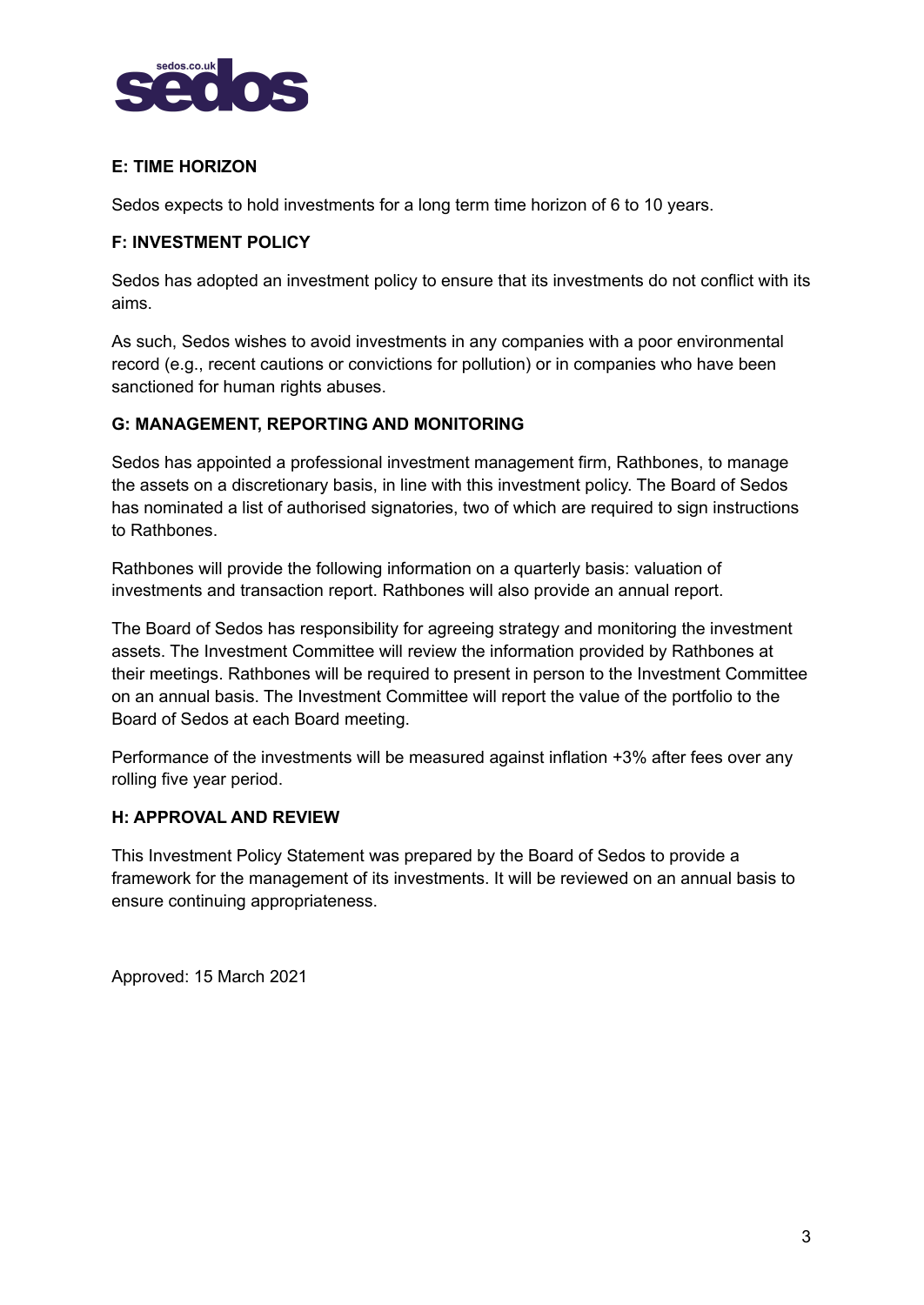## E: TIME HORIZON

Sedos expects to hold investments for a long term time horizon of 6 to 10 years.

## F: INVESTMENT POLICY

Sedos has adopted an investment policy to ensure that its investments do not conflict with its aims.

As such, Sedos wishes to avoid investments in any companies with a poor environmental record (e.g., recent cautions or convictions for pollution) or in companies who have been sanctioned for human rights abuses.

## G: MANAGEMENT, REPORTING AND MONITORING

Sedos has appointed a professional investment management firm, Rathbones, to manage the assets on a discretionary basis, in line with this investment policy. The Board of Sedos has nominated a list of authorised signatories, two of which are required to sign instructions to Rathbones.

Rathbones will provide the following information on a quarterly basis: valuation of investments and transaction report. Rathbones will also provide an annual report.

The Board of Sedos has responsibility for agreeing strategy and monitoring the investment assets. The Investment Committee will review the information provided by Rathbones at their meetings. Rathbones will be required to present in person to the Investment Committee on an annual basis. The Investment Committee will report the value of the portfolio to the Board of Sedos at each Board meeting.

Performance of the investments will be measured against inflation +3% after fees over any rolling five year period.

## H: APPROVAL AND REVIEW

This Investment Policy Statement was prepared by the Board of Sedos to provide a framework for the management of its investments. It will be reviewed on an annual basis to ensure continuing appropriateness.

Approved: 15 March 2021